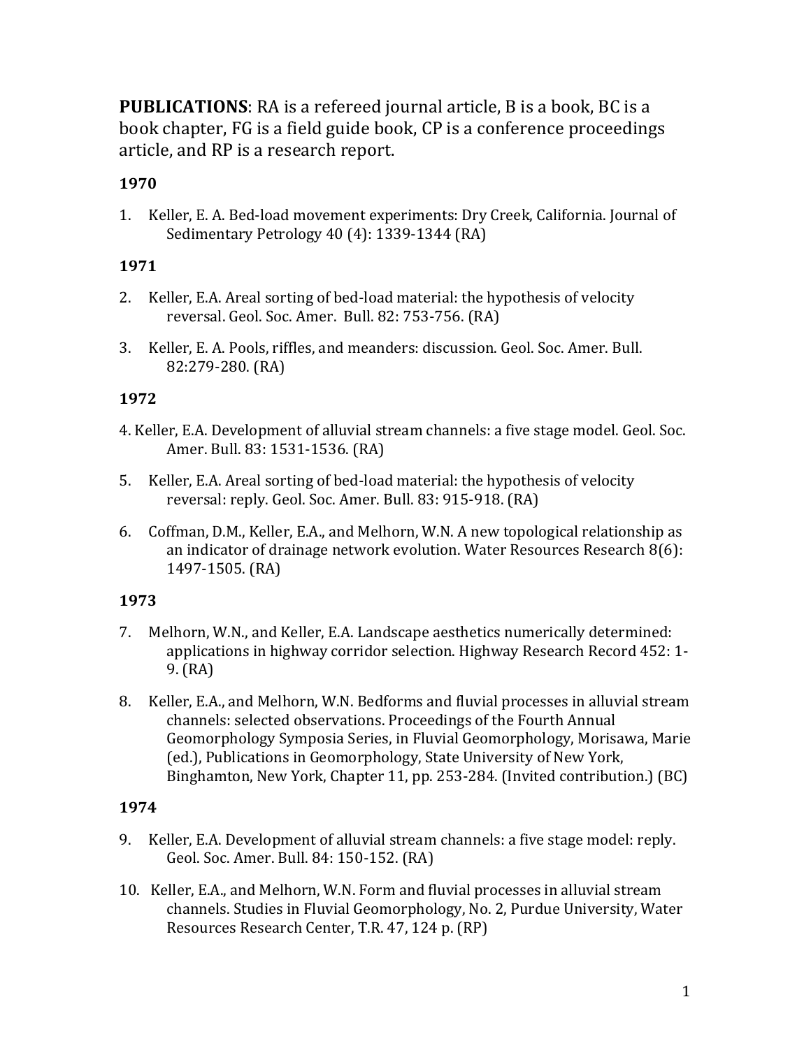**PUBLICATIONS**: RA is a refereed journal article, B is a book, BC is a book chapter, FG is a field guide book, CP is a conference proceedings article, and RP is a research report.

**1970**

1. Keller, E. A. Bed-load movement experiments: Dry Creek, California. Journal of Sedimentary Petrology 40 (4): 1339-1344 (RA)

**1971**

2. Keller, E.A. Areal sorting of bed-load material: the hypothesis of velocity reversal. Geol. Soc. Amer. Bull. 82: 753-756. (RA)

3. Keller, E. A. Pools, riffles, and meanders: discussion. Geol. Soc. Amer. Bull. 82:279-280. (RA)

**1972**

4. Keller, E.A. Development of alluvial stream channels: a five stage model. Geol. Soc. Amer. Bull. 83: 1531-1536. (RA)

5. Keller, E.A. Areal sorting of bed-load material: the hypothesis of velocity reversal: reply. Geol. Soc. Amer. Bull. 83: 915-918. (RA)

6. Coffman, D.M., Keller, E.A., and Melhorn, W.N. A new topological relationship as an indicator of drainage network evolution. Water Resources Research 8(6): 1497-1505. (RA)

**1973**

7. Melhorn, W.N., and Keller, E.A. Landscape aesthetics numerically determined: applications in highway corridor selection. Highway Research Record 452: 1-9. (RA)

8. Keller, E.A., and Melhorn, W.N. Bedforms and fluvial processes in alluvial stream channels: selected observations. Proceedings of the Fourth Annual Geomorphology Symposia Series, in Fluvial Geomorphology, Morisawa, Marie (ed.), Publications in Geomorphology, State University of New York, Binghamton, New York, Chapter 11, pp. 253-284. (Invited contribution.) (BC)

**1974**

9. Keller, E.A. Development of alluvial stream channels: a five stage model: reply. Geol. Soc. Amer. Bull. 84: 150-152. (RA)

10. Keller, E.A., and Melhorn, W.N. Form and fluvial processes in alluvial stream channels. Studies in Fluvial Geomorphology, No. 2, Purdue University, Water Resources Research Center, T.R. 47, 124 p. (RP)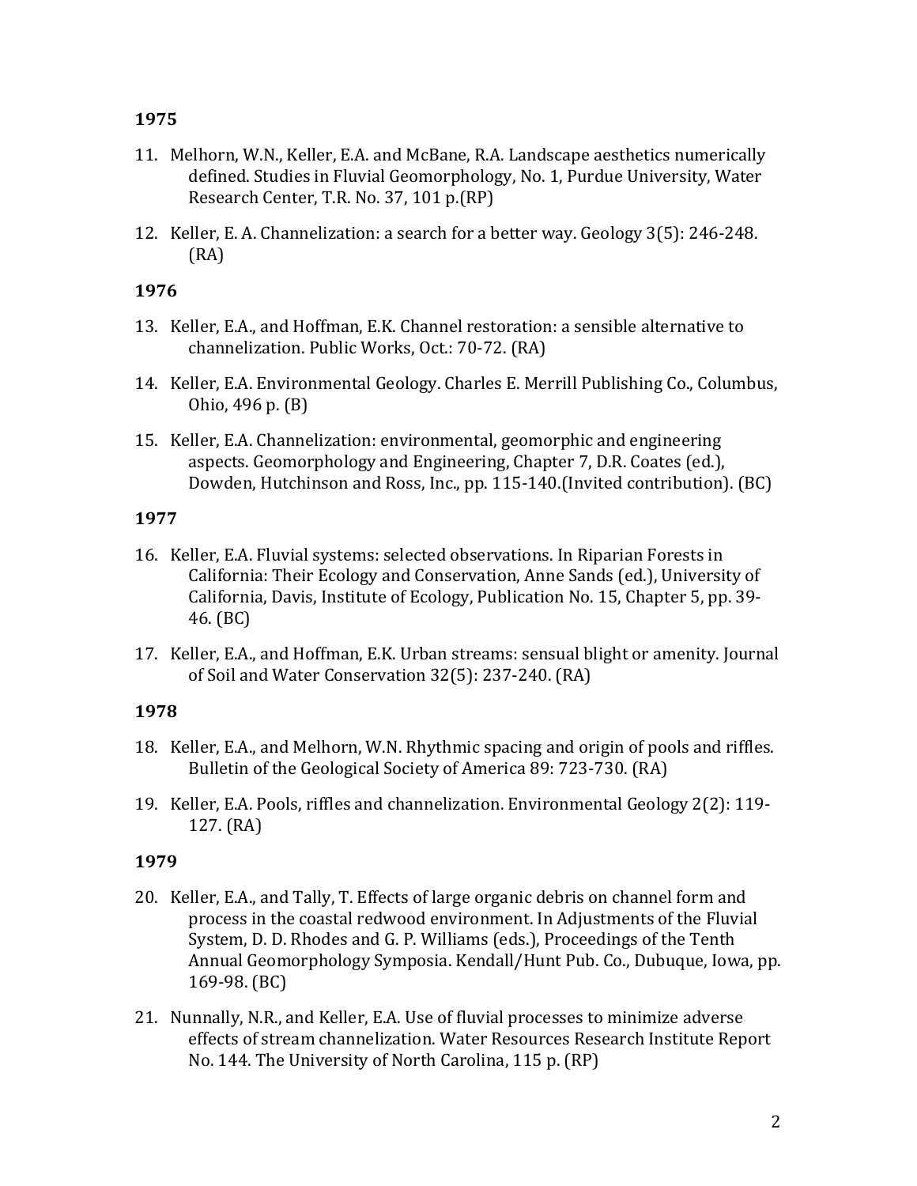**1975**

11. Melhorn, W.N., Keller, E.A. and McBane, R.A. Landscape aesthetics numerically defined. Studies in Fluvial Geomorphology, No. 1, Purdue University, Water Research Center, T.R. No. 37, 101 p.(RP)

12. Keller, E. A. Channelization: a search for a better way. Geology 3(5): 246-248. (RA)

**1976**

13. Keller, E.A., and Hoffman, E.K. Channel restoration: a sensible alternative to channelization. Public Works, Oct.: 70-72. (RA)

14. Keller, E.A. Environmental Geology. Charles E. Merrill Publishing Co., Columbus, Ohio, 496 p. (B)

15. Keller, E.A. Channelization: environmental, geomorphic and engineering aspects. Geomorphology and Engineering, Chapter 7, D.R. Coates (ed.), Dowden, Hutchinson and Ross, Inc., pp. 115-140.(Invited contribution). (BC)

**1977**

16. Keller, E.A. Fluvial systems: selected observations. In Riparian Forests in California: Their Ecology and Conservation, Anne Sands (ed.), University of California, Davis, Institute of Ecology, Publication No. 15, Chapter 5, pp. 39-46. (BC)

17. Keller, E.A., and Hoffman, E.K. Urban streams: sensual blight or amenity. Journal of Soil and Water Conservation 32(5): 237-240. (RA)

**1978**

18. Keller, E.A., and Melhorn, W.N. Rhythmic spacing and origin of pools and riffles. Bulletin of the Geological Society of America 89: 723-730. (RA)

19. Keller, E.A. Pools, riffles and channelization. Environmental Geology 2(2): 119-127. (RA)

**1979**

20. Keller, E.A., and Tally, T. Effects of large organic debris on channel form and process in the coastal redwood environment. In Adjustments of the Fluvial System, D. D. Rhodes and G. P. Williams (eds.), Proceedings of the Tenth Annual Geomorphology Symposia. Kendall/Hunt Pub. Co., Dubuque, Iowa, pp. 169-98. (BC)

21. Nunnally, N.R., and Keller, E.A. Use of fluvial processes to minimize adverse effects of stream channelization. Water Resources Research Institute Report No. 144. The University of North Carolina, 115 p. (RP)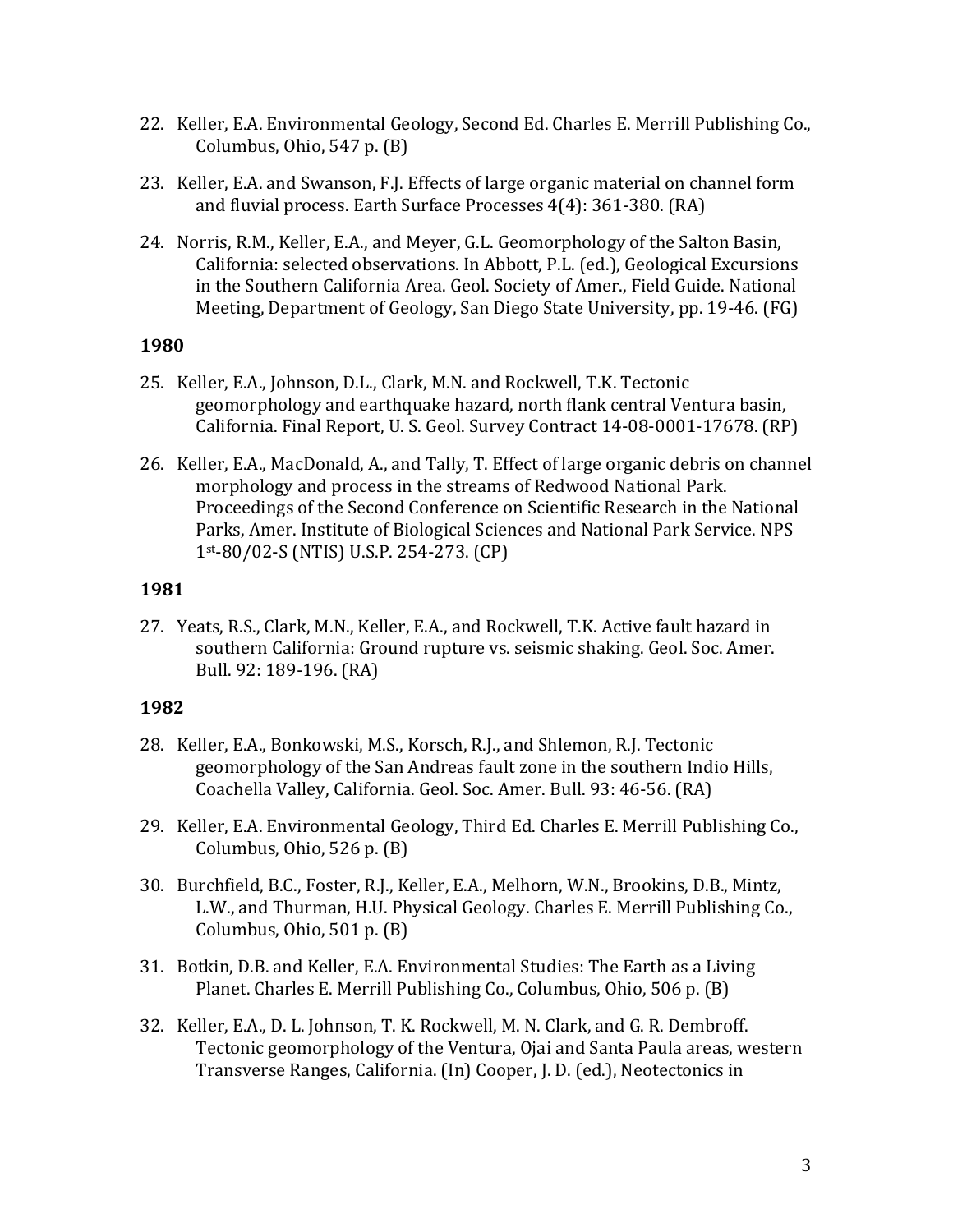22. Keller, E.A. Environmental Geology, Second Ed. Charles E. Merrill Publishing Co., Columbus, Ohio, 547 p. (B)

23. Keller, E.A. and Swanson, F.J. Effects of large organic material on channel form and fluvial process. Earth Surface Processes 4(4): 361-380. (RA)

24. Norris, R.M., Keller, E.A., and Meyer, G.L. Geomorphology of the Salton Basin, California: selected observations. In Abbott, P.L. (ed.), Geological Excursions in the Southern California Area. Geol. Society of Amer., Field Guide. National Meeting, Department of Geology, San Diego State University, pp. 19-46. (FG)

**1980**

25. Keller, E.A., Johnson, D.L., Clark, M.N. and Rockwell, T.K. Tectonic geomorphology and earthquake hazard, north flank central Ventura basin, California. Final Report, U. S. Geol. Survey Contract 14-08-0001-17678. (RP)

26. Keller, E.A., MacDonald, A., and Tally, T. Effect of large organic debris on channel morphology and process in the streams of Redwood National Park. Proceedings of the Second Conference on Scientific Research in the National Parks, Amer. Institute of Biological Sciences and National Park Service. NPS 1st-80/02-S (NTIS) U.S.P. 254-273. (CP)

**1981**

27. Yeats, R.S., Clark, M.N., Keller, E.A., and Rockwell, T.K. Active fault hazard in southern California: Ground rupture vs. seismic shaking. Geol. Soc. Amer. Bull. 92: 189-196. (RA)

**1982**

28. Keller, E.A., Bonkowski, M.S., Korsch, R.J., and Shlemon, R.J. Tectonic geomorphology of the San Andreas fault zone in the southern Indio Hills, Coachella Valley, California. Geol. Soc. Amer. Bull. 93: 46-56. (RA)

29. Keller, E.A. Environmental Geology, Third Ed. Charles E. Merrill Publishing Co., Columbus, Ohio, 526 p. (B)

30. Burchfield, B.C., Foster, R.J., Keller, E.A., Melhorn, W.N., Brookins, D.B., Mintz, L.W., and Thurman, H.U. Physical Geology. Charles E. Merrill Publishing Co., Columbus, Ohio, 501 p. (B)

31. Botkin, D.B. and Keller, E.A. Environmental Studies: The Earth as a Living Planet. Charles E. Merrill Publishing Co., Columbus, Ohio, 506 p. (B)

32. Keller, E.A., D. L. Johnson, T. K. Rockwell, M. N. Clark, and G. R. Dembroff. Tectonic geomorphology of the Ventura, Ojai and Santa Paula areas, western Transverse Ranges, California. (In) Cooper, J. D. (ed.), Neotectonics in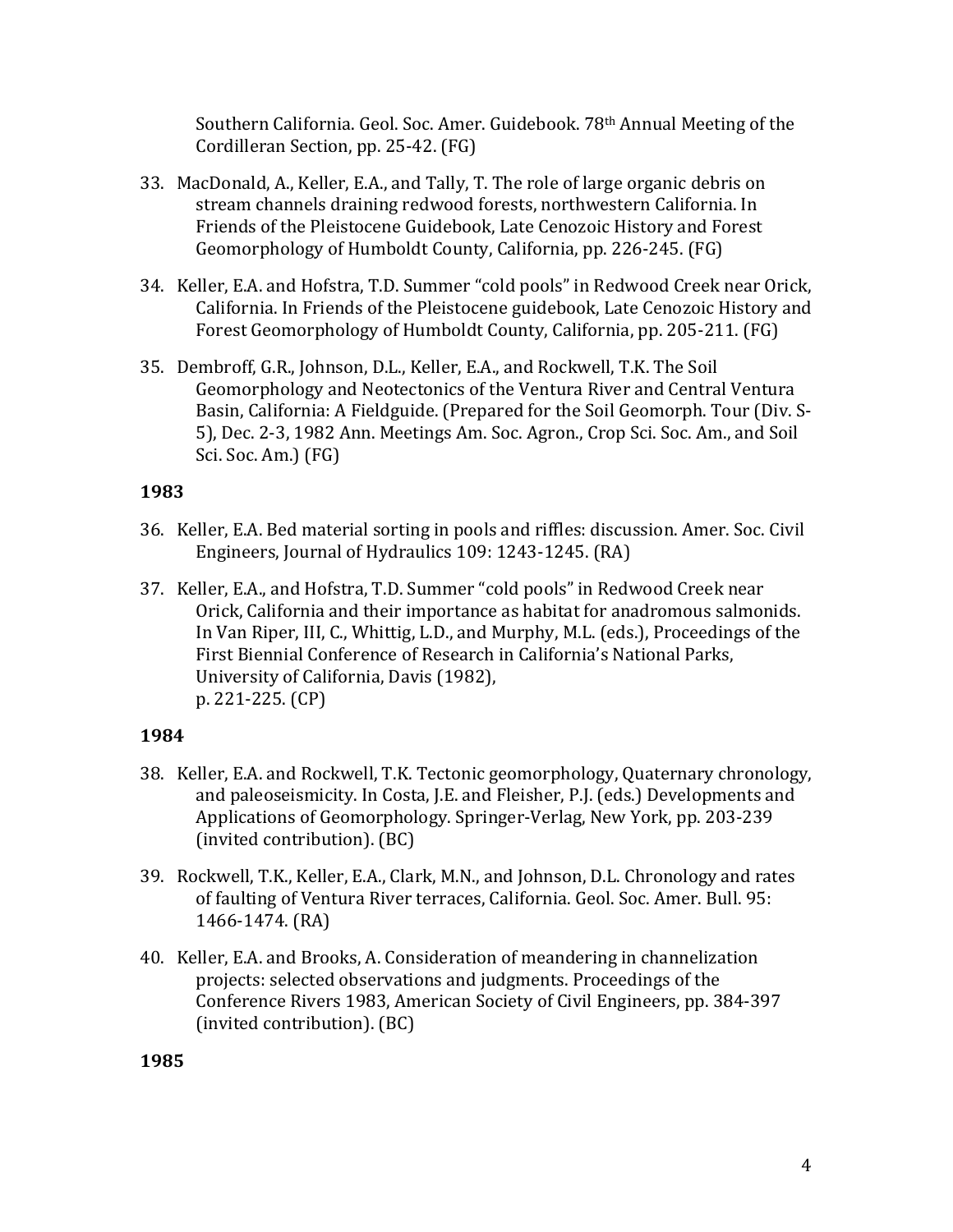Southern California. Geol. Soc. Amer. Guidebook. 78th Annual Meeting of the Cordilleran Section, pp. 25-42. (FG)

33. MacDonald, A., Keller, E.A., and Tally, T. The role of large organic debris on stream channels draining redwood forests, northwestern California. In Friends of the Pleistocene Guidebook, Late Cenozoic History and Forest Geomorphology of Humboldt County, California, pp. 226-245. (FG)

34. Keller, E.A. and Hofstra, T.D. Summer "cold pools" in Redwood Creek near Orick, California. In Friends of the Pleistocene guidebook, Late Cenozoic History and Forest Geomorphology of Humboldt County, California, pp. 205-211. (FG)

35. Dembroff, G.R., Johnson, D.L., Keller, E.A., and Rockwell, T.K. The Soil Geomorphology and Neotectonics of the Ventura River and Central Ventura Basin, California: A Fieldguide. (Prepared for the Soil Geomorph. Tour (Div. S-5), Dec. 2-3, 1982 Ann. Meetings Am. Soc. Agron., Crop Sci. Soc. Am., and Soil Sci. Soc. Am.) (FG)

**1983**

36. Keller, E.A. Bed material sorting in pools and riffles: discussion. Amer. Soc. Civil Engineers, Journal of Hydraulics 109: 1243-1245. (RA)

37. Keller, E.A., and Hofstra, T.D. Summer "cold pools" in Redwood Creek near Orick, California and their importance as habitat for anadromous salmonids. In Van Riper, III, C., Whittig, L.D., and Murphy, M.L. (eds.), Proceedings of the First Biennial Conference of Research in California's National Parks, University of California, Davis (1982), p. 221-225. (CP)

**1984**

38. Keller, E.A. and Rockwell, T.K. Tectonic geomorphology, Quaternary chronology, and paleoseismicity. In Costa, J.E. and Fleisher, P.J. (eds.) Developments and Applications of Geomorphology. Springer-Verlag, New York, pp. 203-239 (invited contribution). (BC)

39. Rockwell, T.K., Keller, E.A., Clark, M.N., and Johnson, D.L. Chronology and rates of faulting of Ventura River terraces, California. Geol. Soc. Amer. Bull. 95: 1466-1474. (RA)

40. Keller, E.A. and Brooks, A. Consideration of meandering in channelization projects: selected observations and judgments. Proceedings of the Conference Rivers 1983, American Society of Civil Engineers, pp. 384-397 (invited contribution). (BC)

**1985**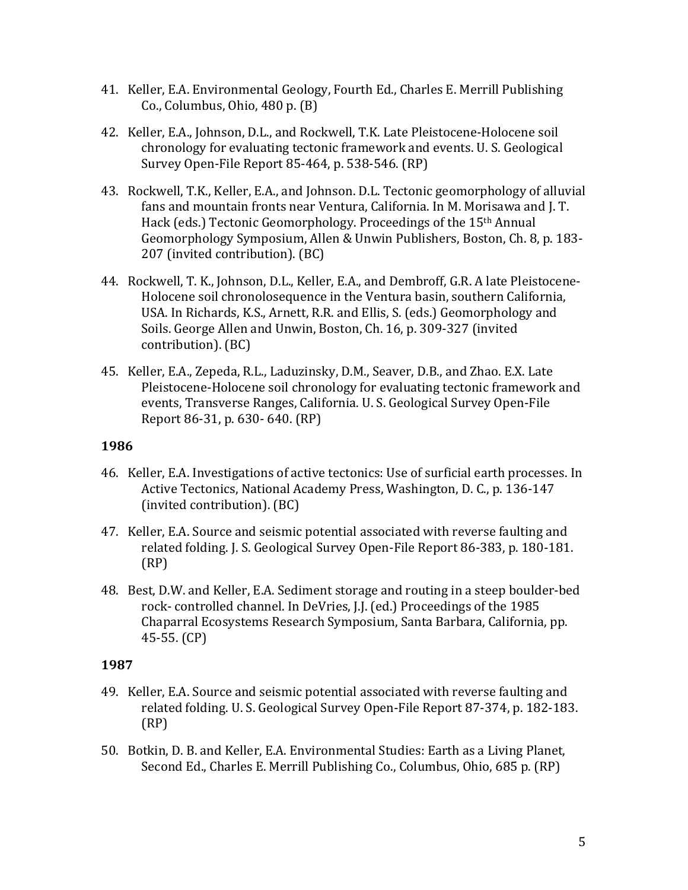41. Keller, E.A. Environmental Geology, Fourth Ed., Charles E. Merrill Publishing Co., Columbus, Ohio, 480 p. (B)

42. Keller, E.A., Johnson, D.L., and Rockwell, T.K. Late Pleistocene-Holocene soil chronology for evaluating tectonic framework and events. U. S. Geological Survey Open-File Report 85-464, p. 538-546. (RP)

43. Rockwell, T.K., Keller, E.A., and Johnson. D.L. Tectonic geomorphology of alluvial fans and mountain fronts near Ventura, California. In M. Morisawa and J. T. Hack (eds.) Tectonic Geomorphology. Proceedings of the 15th Annual Geomorphology Symposium, Allen & Unwin Publishers, Boston, Ch. 8, p. 183-207 (invited contribution). (BC)

44. Rockwell, T. K., Johnson, D.L., Keller, E.A., and Dembroff, G.R. A late Pleistocene-Holocene soil chronolosequence in the Ventura basin, southern California, USA. In Richards, K.S., Arnett, R.R. and Ellis, S. (eds.) Geomorphology and Soils. George Allen and Unwin, Boston, Ch. 16, p. 309-327 (invited contribution). (BC)

45. Keller, E.A., Zepeda, R.L., Laduzinsky, D.M., Seaver, D.B., and Zhao. E.X. Late Pleistocene-Holocene soil chronology for evaluating tectonic framework and events, Transverse Ranges, California. U. S. Geological Survey Open-File Report 86-31, p. 630- 640. (RP)

**1986**

46. Keller, E.A. Investigations of active tectonics: Use of surficial earth processes. In Active Tectonics, National Academy Press, Washington, D. C., p. 136-147 (invited contribution). (BC)

47. Keller, E.A. Source and seismic potential associated with reverse faulting and related folding. J. S. Geological Survey Open-File Report 86-383, p. 180-181. (RP)

48. Best, D.W. and Keller, E.A. Sediment storage and routing in a steep boulder-bed rock- controlled channel. In DeVries, J.J. (ed.) Proceedings of the 1985 Chaparral Ecosystems Research Symposium, Santa Barbara, California, pp. 45-55. (CP)

**1987**

49. Keller, E.A. Source and seismic potential associated with reverse faulting and related folding. U. S. Geological Survey Open-File Report 87-374, p. 182-183. (RP)

50. Botkin, D. B. and Keller, E.A. Environmental Studies: Earth as a Living Planet, Second Ed., Charles E. Merrill Publishing Co., Columbus, Ohio, 685 p. (RP)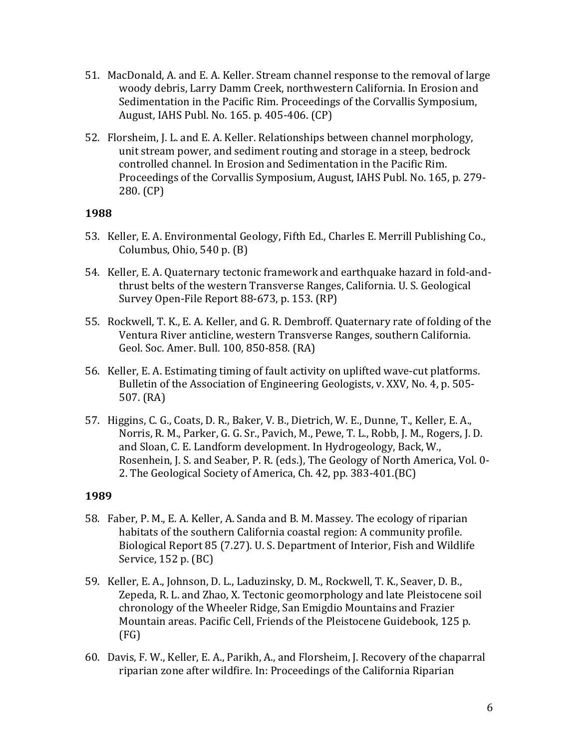51. MacDonald, A. and E. A. Keller. Stream channel response to the removal of large woody debris, Larry Damm Creek, northwestern California. In Erosion and Sedimentation in the Pacific Rim. Proceedings of the Corvallis Symposium, August, IAHS Publ. No. 165. p. 405-406. (CP)

52. Florsheim, J. L. and E. A. Keller. Relationships between channel morphology, unit stream power, and sediment routing and storage in a steep, bedrock controlled channel. In Erosion and Sedimentation in the Pacific Rim. Proceedings of the Corvallis Symposium, August, IAHS Publ. No. 165, p. 279-280. (CP)

**1988**

53. Keller, E. A. Environmental Geology, Fifth Ed., Charles E. Merrill Publishing Co., Columbus, Ohio, 540 p. (B)

54. Keller, E. A. Quaternary tectonic framework and earthquake hazard in fold-and-thrust belts of the western Transverse Ranges, California. U. S. Geological Survey Open-File Report 88-673, p. 153. (RP)

55. Rockwell, T. K., E. A. Keller, and G. R. Dembroff. Quaternary rate of folding of the Ventura River anticline, western Transverse Ranges, southern California. Geol. Soc. Amer. Bull. 100, 850-858. (RA)

56. Keller, E. A. Estimating timing of fault activity on uplifted wave-cut platforms. Bulletin of the Association of Engineering Geologists, v. XXV, No. 4, p. 505-507. (RA)

57. Higgins, C. G., Coats, D. R., Baker, V. B., Dietrich, W. E., Dunne, T., Keller, E. A., Norris, R. M., Parker, G. G. Sr., Pavich, M., Pewe, T. L., Robb, J. M., Rogers, J. D. and Sloan, C. E. Landform development. In Hydrogeology, Back, W., Rosenhein, J. S. and Seaber, P. R. (eds.), The Geology of North America, Vol. 0-2. The Geological Society of America, Ch. 42, pp. 383-401.(BC)

**1989**

58. Faber, P. M., E. A. Keller, A. Sanda and B. M. Massey. The ecology of riparian habitats of the southern California coastal region: A community profile. Biological Report 85 (7.27). U. S. Department of Interior, Fish and Wildlife Service, 152 p. (BC)

59. Keller, E. A., Johnson, D. L., Laduzinsky, D. M., Rockwell, T. K., Seaver, D. B., Zepeda, R. L. and Zhao, X. Tectonic geomorphology and late Pleistocene soil chronology of the Wheeler Ridge, San Emigdio Mountains and Frazier Mountain areas. Pacific Cell, Friends of the Pleistocene Guidebook, 125 p. (FG)

60. Davis, F. W., Keller, E. A., Parikh, A., and Florsheim, J. Recovery of the chaparral riparian zone after wildfire. In: Proceedings of the California Riparian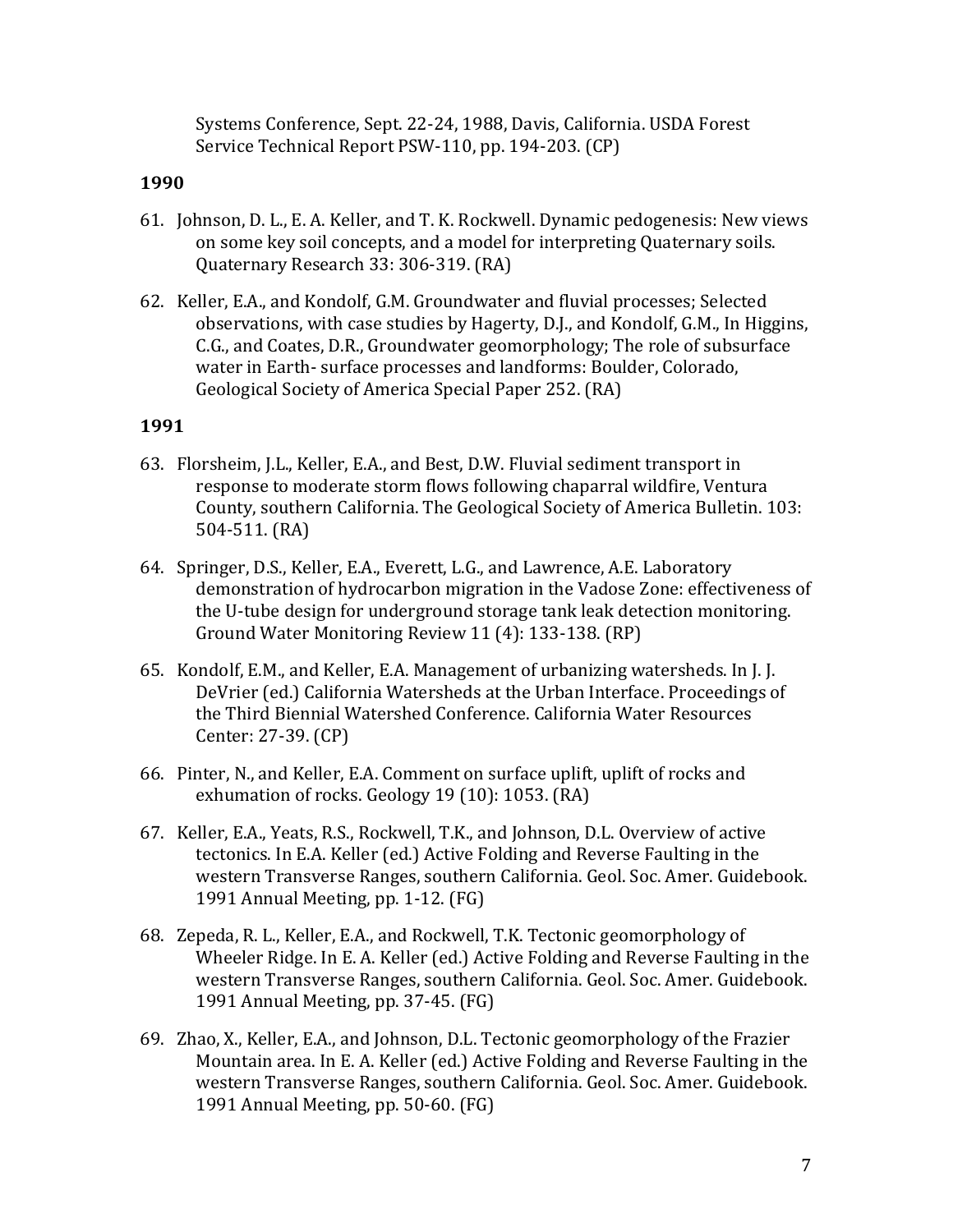Systems Conference, Sept. 22-24, 1988, Davis, California. USDA Forest Service Technical Report PSW-110, pp. 194-203. (CP)

**1990**

61. Johnson, D. L., E. A. Keller, and T. K. Rockwell. Dynamic pedogenesis: New views on some key soil concepts, and a model for interpreting Quaternary soils. Quaternary Research 33: 306-319. (RA)

62. Keller, E.A., and Kondolf, G.M. Groundwater and fluvial processes; Selected observations, with case studies by Hagerty, D.J., and Kondolf, G.M., In Higgins, C.G., and Coates, D.R., Groundwater geomorphology; The role of subsurface water in Earth- surface processes and landforms: Boulder, Colorado, Geological Society of America Special Paper 252. (RA)

**1991**

63. Florsheim, J.L., Keller, E.A., and Best, D.W. Fluvial sediment transport in response to moderate storm flows following chaparral wildfire, Ventura County, southern California. The Geological Society of America Bulletin. 103: 504-511. (RA)

64. Springer, D.S., Keller, E.A., Everett, L.G., and Lawrence, A.E. Laboratory demonstration of hydrocarbon migration in the Vadose Zone: effectiveness of the U-tube design for underground storage tank leak detection monitoring. Ground Water Monitoring Review 11 (4): 133-138. (RP)

65. Kondolf, E.M., and Keller, E.A. Management of urbanizing watersheds. In J. J. DeVrier (ed.) California Watersheds at the Urban Interface. Proceedings of the Third Biennial Watershed Conference. California Water Resources Center: 27-39. (CP)

66. Pinter, N., and Keller, E.A. Comment on surface uplift, uplift of rocks and exhumation of rocks. Geology 19 (10): 1053. (RA)

67. Keller, E.A., Yeats, R.S., Rockwell, T.K., and Johnson, D.L. Overview of active tectonics. In E.A. Keller (ed.) Active Folding and Reverse Faulting in the western Transverse Ranges, southern California. Geol. Soc. Amer. Guidebook. 1991 Annual Meeting, pp. 1-12. (FG)

68. Zepeda, R. L., Keller, E.A., and Rockwell, T.K. Tectonic geomorphology of Wheeler Ridge. In E. A. Keller (ed.) Active Folding and Reverse Faulting in the western Transverse Ranges, southern California. Geol. Soc. Amer. Guidebook. 1991 Annual Meeting, pp. 37-45. (FG)

69. Zhao, X., Keller, E.A., and Johnson, D.L. Tectonic geomorphology of the Frazier Mountain area. In E. A. Keller (ed.) Active Folding and Reverse Faulting in the western Transverse Ranges, southern California. Geol. Soc. Amer. Guidebook. 1991 Annual Meeting, pp. 50-60. (FG)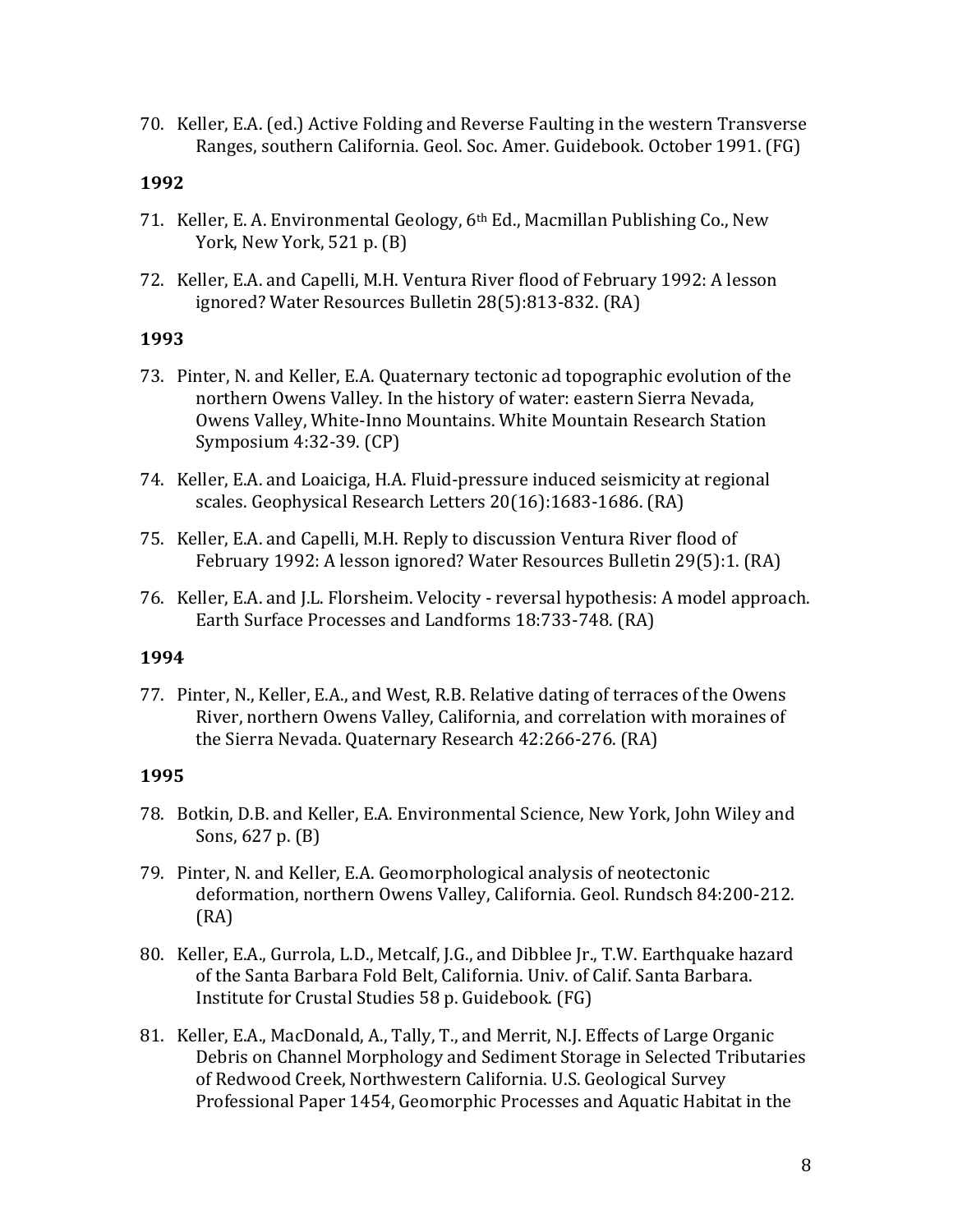70. Keller, E.A. (ed.) Active Folding and Reverse Faulting in the western Transverse Ranges, southern California. Geol. Soc. Amer. Guidebook. October 1991. (FG)

**1992**

71. Keller, E. A. Environmental Geology, 6th Ed., Macmillan Publishing Co., New York, New York, 521 p. (B)

72. Keller, E.A. and Capelli, M.H. Ventura River flood of February 1992: A lesson ignored? Water Resources Bulletin 28(5):813-832. (RA)

**1993**

73. Pinter, N. and Keller, E.A. Quaternary tectonic ad topographic evolution of the northern Owens Valley. In the history of water: eastern Sierra Nevada, Owens Valley, White-Inno Mountains. White Mountain Research Station Symposium 4:32-39. (CP)

74. Keller, E.A. and Loaiciga, H.A. Fluid-pressure induced seismicity at regional scales. Geophysical Research Letters 20(16):1683-1686. (RA)

75. Keller, E.A. and Capelli, M.H. Reply to discussion Ventura River flood of February 1992: A lesson ignored? Water Resources Bulletin 29(5):1. (RA)

76. Keller, E.A. and J.L. Florsheim. Velocity - reversal hypothesis: A model approach. Earth Surface Processes and Landforms 18:733-748. (RA)

**1994**

77. Pinter, N., Keller, E.A., and West, R.B. Relative dating of terraces of the Owens River, northern Owens Valley, California, and correlation with moraines of the Sierra Nevada. Quaternary Research 42:266-276. (RA)

**1995**

78. Botkin, D.B. and Keller, E.A. Environmental Science, New York, John Wiley and Sons, 627 p. (B)

79. Pinter, N. and Keller, E.A. Geomorphological analysis of neotectonic deformation, northern Owens Valley, California. Geol. Rundsch 84:200-212. (RA)

80. Keller, E.A., Gurrola, L.D., Metcalf, J.G., and Dibblee Jr., T.W. Earthquake hazard of the Santa Barbara Fold Belt, California. Univ. of Calif. Santa Barbara. Institute for Crustal Studies 58 p. Guidebook. (FG)

81. Keller, E.A., MacDonald, A., Tally, T., and Merrit, N.J. Effects of Large Organic Debris on Channel Morphology and Sediment Storage in Selected Tributaries of Redwood Creek, Northwestern California. U.S. Geological Survey Professional Paper 1454, Geomorphic Processes and Aquatic Habitat in the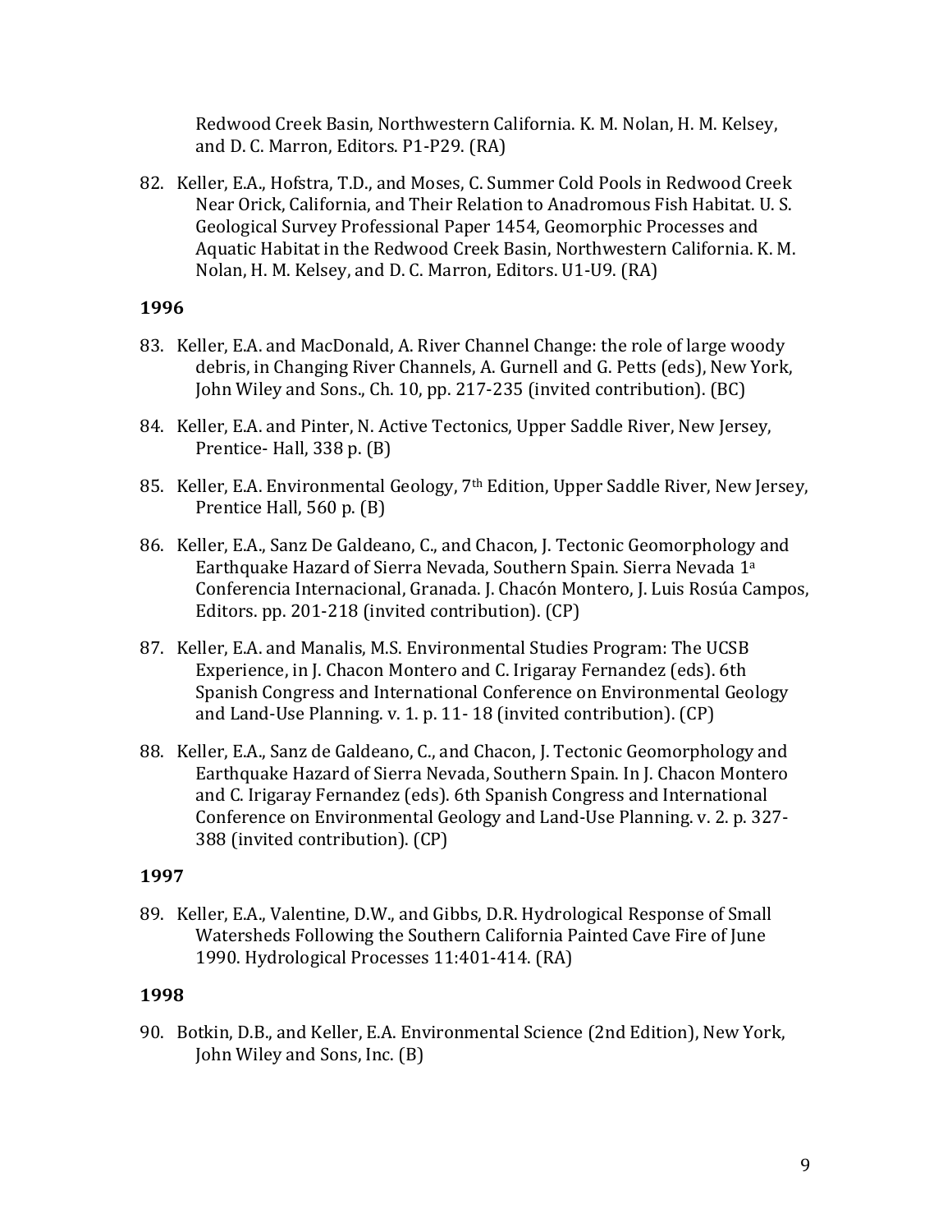Redwood Creek Basin, Northwestern California. K. M. Nolan, H. M. Kelsey, and D. C. Marron, Editors. P1-P29. (RA)

82. Keller, E.A., Hofstra, T.D., and Moses, C. Summer Cold Pools in Redwood Creek Near Orick, California, and Their Relation to Anadromous Fish Habitat. U. S. Geological Survey Professional Paper 1454, Geomorphic Processes and Aquatic Habitat in the Redwood Creek Basin, Northwestern California. K. M. Nolan, H. M. Kelsey, and D. C. Marron, Editors. U1-U9. (RA)

**1996**

83. Keller, E.A. and MacDonald, A. River Channel Change: the role of large woody debris, in Changing River Channels, A. Gurnell and G. Petts (eds), New York, John Wiley and Sons., Ch. 10, pp. 217-235 (invited contribution). (BC)

84. Keller, E.A. and Pinter, N. Active Tectonics, Upper Saddle River, New Jersey, Prentice- Hall, 338 p. (B)

85. Keller, E.A. Environmental Geology, 7th Edition, Upper Saddle River, New Jersey, Prentice Hall, 560 p. (B)

86. Keller, E.A., Sanz De Galdeano, C., and Chacon, J. Tectonic Geomorphology and Earthquake Hazard of Sierra Nevada, Southern Spain. Sierra Nevada 1a Conferencia Internacional, Granada. J. Chacón Montero, J. Luis Rosúa Campos, Editors. pp. 201-218 (invited contribution). (CP)

87. Keller, E.A. and Manalis, M.S. Environmental Studies Program: The UCSB Experience, in J. Chacon Montero and C. Irigaray Fernandez (eds). 6th Spanish Congress and International Conference on Environmental Geology and Land-Use Planning. v. 1. p. 11- 18 (invited contribution). (CP)

88. Keller, E.A., Sanz de Galdeano, C., and Chacon, J. Tectonic Geomorphology and Earthquake Hazard of Sierra Nevada, Southern Spain. In J. Chacon Montero and C. Irigaray Fernandez (eds). 6th Spanish Congress and International Conference on Environmental Geology and Land-Use Planning. v. 2. p. 327-388 (invited contribution). (CP)

**1997**

89. Keller, E.A., Valentine, D.W., and Gibbs, D.R. Hydrological Response of Small Watersheds Following the Southern California Painted Cave Fire of June 1990. Hydrological Processes 11:401-414. (RA)

**1998**

90. Botkin, D.B., and Keller, E.A. Environmental Science (2nd Edition), New York, John Wiley and Sons, Inc. (B)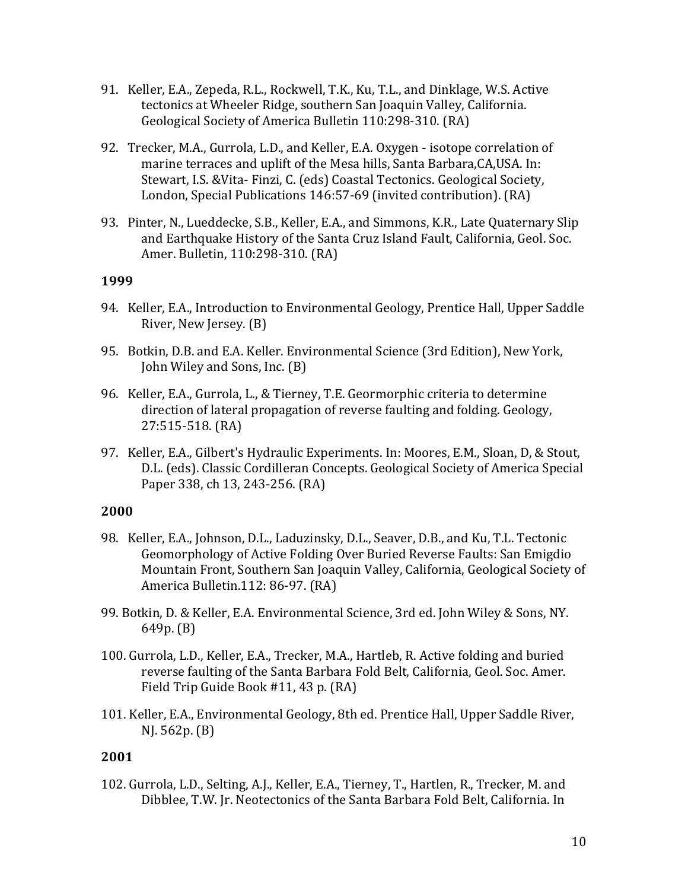91. Keller, E.A., Zepeda, R.L., Rockwell, T.K., Ku, T.L., and Dinklage, W.S. Active tectonics at Wheeler Ridge, southern San Joaquin Valley, California. Geological Society of America Bulletin 110:298-310. (RA)

92. Trecker, M.A., Gurrola, L.D., and Keller, E.A. Oxygen - isotope correlation of marine terraces and uplift of the Mesa hills, Santa Barbara,CA,USA. In: Stewart, I.S. &Vita- Finzi, C. (eds) Coastal Tectonics. Geological Society, London, Special Publications 146:57-69 (invited contribution). (RA)

93. Pinter, N., Lueddecke, S.B., Keller, E.A., and Simmons, K.R., Late Quaternary Slip and Earthquake History of the Santa Cruz Island Fault, California, Geol. Soc. Amer. Bulletin, 110:298-310. (RA)

**1999**

94. Keller, E.A., Introduction to Environmental Geology, Prentice Hall, Upper Saddle River, New Jersey. (B)

95. Botkin, D.B. and E.A. Keller. Environmental Science (3rd Edition), New York, John Wiley and Sons, Inc. (B)

96. Keller, E.A., Gurrola, L., & Tierney, T.E. Geormorphic criteria to determine direction of lateral propagation of reverse faulting and folding. Geology, 27:515-518. (RA)

97. Keller, E.A., Gilbert's Hydraulic Experiments. In: Moores, E.M., Sloan, D, & Stout, D.L. (eds). Classic Cordilleran Concepts. Geological Society of America Special Paper 338, ch 13, 243-256. (RA)

**2000**

98. Keller, E.A., Johnson, D.L., Laduzinsky, D.L., Seaver, D.B., and Ku, T.L. Tectonic Geomorphology of Active Folding Over Buried Reverse Faults: San Emigdio Mountain Front, Southern San Joaquin Valley, California, Geological Society of America Bulletin.112: 86-97. (RA)

99. Botkin, D. & Keller, E.A. Environmental Science, 3rd ed. John Wiley & Sons, NY. 649p. (B)

100. Gurrola, L.D., Keller, E.A., Trecker, M.A., Hartleb, R. Active folding and buried reverse faulting of the Santa Barbara Fold Belt, California, Geol. Soc. Amer. Field Trip Guide Book #11, 43 p. (RA)

101. Keller, E.A., Environmental Geology, 8th ed. Prentice Hall, Upper Saddle River, NJ. 562p. (B)

**2001**

102. Gurrola, L.D., Selting, A.J., Keller, E.A., Tierney, T., Hartlen, R., Trecker, M. and Dibblee, T.W. Jr. Neotectonics of the Santa Barbara Fold Belt, California. In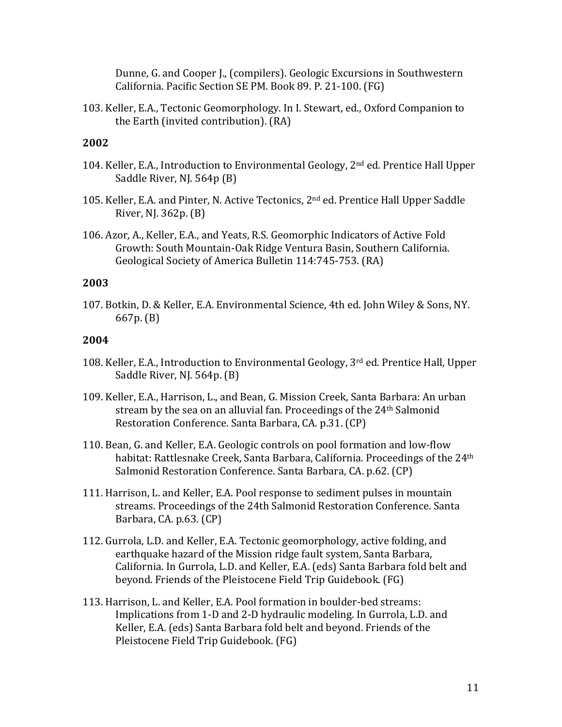Dunne, G. and Cooper J., (compilers). Geologic Excursions in Southwestern California. Pacific Section SE PM. Book 89. P. 21-100. (FG)

103. Keller, E.A., Tectonic Geomorphology. In I. Stewart, ed., Oxford Companion to the Earth (invited contribution). (RA)

## 2002

104. Keller, E.A., Introduction to Environmental Geology, 2nd ed. Prentice Hall Upper Saddle River, NJ. 564p (B)

105. Keller, E.A. and Pinter, N. Active Tectonics, 2nd ed. Prentice Hall Upper Saddle River, NJ. 362p. (B)

106. Azor, A., Keller, E.A., and Yeats, R.S. Geomorphic Indicators of Active Fold Growth: South Mountain-Oak Ridge Ventura Basin, Southern California. Geological Society of America Bulletin 114:745-753. (RA)

## 2003

107. Botkin, D. & Keller, E.A. Environmental Science, 4th ed. John Wiley & Sons, NY. 667p. (B)

## 2004

108. Keller, E.A., Introduction to Environmental Geology, 3rd ed. Prentice Hall, Upper Saddle River, NJ. 564p. (B)

109. Keller, E.A., Harrison, L., and Bean, G. Mission Creek, Santa Barbara: An urban stream by the sea on an alluvial fan. Proceedings of the 24th Salmonid Restoration Conference. Santa Barbara, CA. p.31. (CP)

110. Bean, G. and Keller, E.A. Geologic controls on pool formation and low-flow habitat: Rattlesnake Creek, Santa Barbara, California. Proceedings of the 24th Salmonid Restoration Conference. Santa Barbara, CA. p.62. (CP)

111. Harrison, L. and Keller, E.A. Pool response to sediment pulses in mountain streams. Proceedings of the 24th Salmonid Restoration Conference. Santa Barbara, CA. p.63. (CP)

112. Gurrola, L.D. and Keller, E.A. Tectonic geomorphology, active folding, and earthquake hazard of the Mission ridge fault system, Santa Barbara, California. In Gurrola, L.D. and Keller, E.A. (eds) Santa Barbara fold belt and beyond. Friends of the Pleistocene Field Trip Guidebook. (FG)

113. Harrison, L. and Keller, E.A. Pool formation in boulder-bed streams: Implications from 1-D and 2-D hydraulic modeling. In Gurrola, L.D. and Keller, E.A. (eds) Santa Barbara fold belt and beyond. Friends of the Pleistocene Field Trip Guidebook. (FG)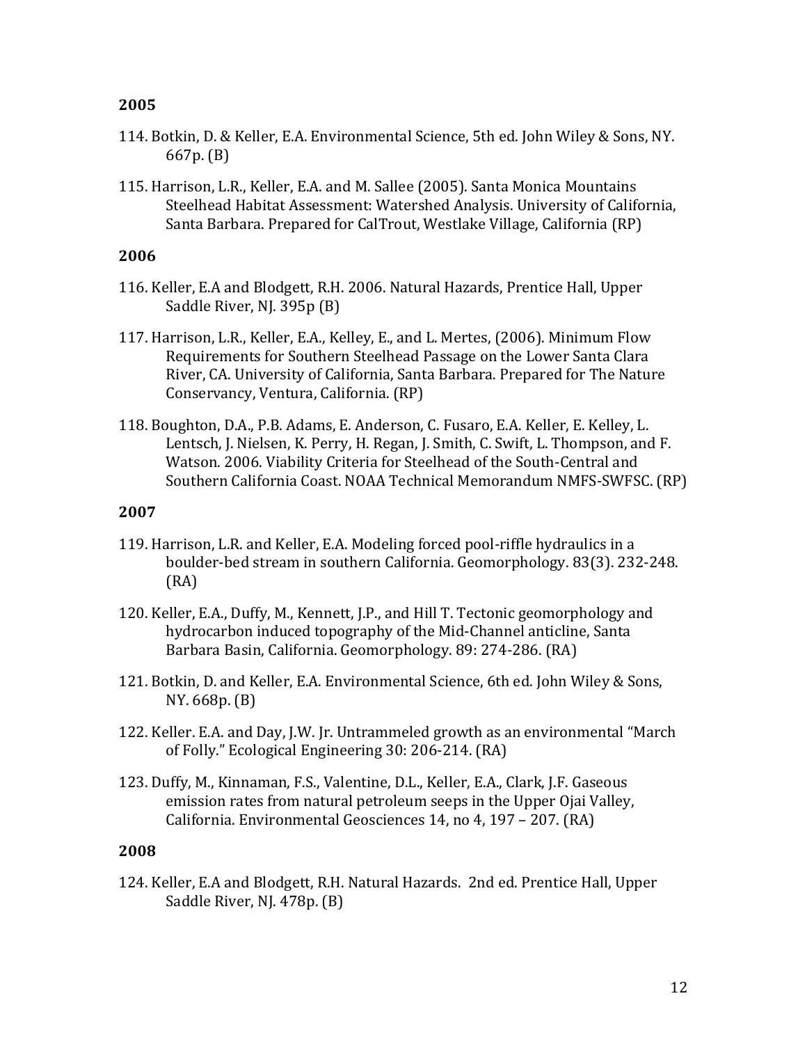**2005**

114. Botkin, D. & Keller, E.A. Environmental Science, 5th ed. John Wiley & Sons, NY. 667p. (B)

115. Harrison, L.R., Keller, E.A. and M. Sallee (2005). Santa Monica Mountains Steelhead Habitat Assessment: Watershed Analysis. University of California, Santa Barbara. Prepared for CalTrout, Westlake Village, California (RP)

**2006**

116. Keller, E.A and Blodgett, R.H. 2006. Natural Hazards, Prentice Hall, Upper Saddle River, NJ. 395p (B)

117. Harrison, L.R., Keller, E.A., Kelley, E., and L. Mertes, (2006). Minimum Flow Requirements for Southern Steelhead Passage on the Lower Santa Clara River, CA. University of California, Santa Barbara. Prepared for The Nature Conservancy, Ventura, California. (RP)

118. Boughton, D.A., P.B. Adams, E. Anderson, C. Fusaro, E.A. Keller, E. Kelley, L. Lentsch, J. Nielsen, K. Perry, H. Regan, J. Smith, C. Swift, L. Thompson, and F. Watson. 2006. Viability Criteria for Steelhead of the South-Central and Southern California Coast. NOAA Technical Memorandum NMFS-SWFSC. (RP)

**2007**

119. Harrison, L.R. and Keller, E.A. Modeling forced pool-riffle hydraulics in a boulder-bed stream in southern California. Geomorphology. 83(3). 232-248. (RA)

120. Keller, E.A., Duffy, M., Kennett, J.P., and Hill T. Tectonic geomorphology and hydrocarbon induced topography of the Mid-Channel anticline, Santa Barbara Basin, California. Geomorphology. 89: 274-286. (RA)

121. Botkin, D. and Keller, E.A. Environmental Science, 6th ed. John Wiley & Sons, NY. 668p. (B)

122. Keller. E.A. and Day, J.W. Jr. Untrammeled growth as an environmental "March of Folly." Ecological Engineering 30: 206-214. (RA)

123. Duffy, M., Kinnaman, F.S., Valentine, D.L., Keller, E.A., Clark, J.F. Gaseous emission rates from natural petroleum seeps in the Upper Ojai Valley, California. Environmental Geosciences 14, no 4, 197 – 207. (RA)

**2008**

124. Keller, E.A and Blodgett, R.H. Natural Hazards. 2nd ed. Prentice Hall, Upper Saddle River, NJ. 478p. (B)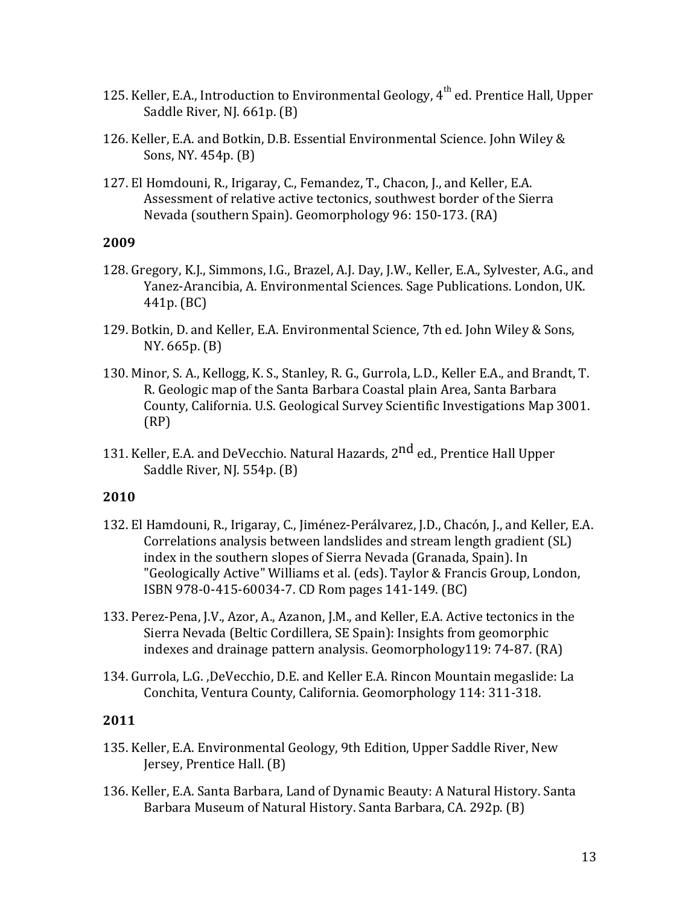125. Keller, E.A., Introduction to Environmental Geology, $4^{th}$ ed. Prentice Hall, Upper Saddle River, NJ. 661p. (B)

126. Keller, E.A. and Botkin, D.B. Essential Environmental Science. John Wiley & Sons, NY. 454p. (B)

127. El Homdouni, R., Irigaray, C., Femandez, T., Chacon, J., and Keller, E.A. Assessment of relative active tectonics, southwest border of the Sierra Nevada (southern Spain). Geomorphology 96: 150-173. (RA)

**2009**

128. Gregory, K.J., Simmons, I.G., Brazel, A.J. Day, J.W., Keller, E.A., Sylvester, A.G., and Yanez-Arancibia, A. Environmental Sciences. Sage Publications. London, UK. 441p. (BC)

129. Botkin, D. and Keller, E.A. Environmental Science, 7th ed. John Wiley & Sons, NY. 665p. (B)

130. Minor, S. A., Kellogg, K. S., Stanley, R. G., Gurrola, L.D., Keller E.A., and Brandt, T. R. Geologic map of the Santa Barbara Coastal plain Area, Santa Barbara County, California. U.S. Geological Survey Scientific Investigations Map 3001. (RP)

131. Keller, E.A. and DeVecchio. Natural Hazards, $2^{nd}$ ed., Prentice Hall Upper Saddle River, NJ. 554p. (B)

**2010**

132. El Hamdouni, R., Irigaray, C., Jiménez-Perálvarez, J.D., Chacón, J., and Keller, E.A. Correlations analysis between landslides and stream length gradient (SL) index in the southern slopes of Sierra Nevada (Granada, Spain). In "Geologically Active" Williams et al. (eds). Taylor & Francis Group, London, ISBN 978-0-415-60034-7. CD Rom pages 141-149. (BC)

133. Perez-Pena, J.V., Azor, A., Azanon, J.M., and Keller, E.A. Active tectonics in the Sierra Nevada (Beltic Cordillera, SE Spain): Insights from geomorphic indexes and drainage pattern analysis. Geomorphology119: 74-87. (RA)

134. Gurrola, L.G. ,DeVecchio, D.E. and Keller E.A. Rincon Mountain megaslide: La Conchita, Ventura County, California. Geomorphology 114: 311-318.

**2011**

135. Keller, E.A. Environmental Geology, 9th Edition, Upper Saddle River, New Jersey, Prentice Hall. (B)

136. Keller, E.A. Santa Barbara, Land of Dynamic Beauty: A Natural History. Santa Barbara Museum of Natural History. Santa Barbara, CA. 292p. (B)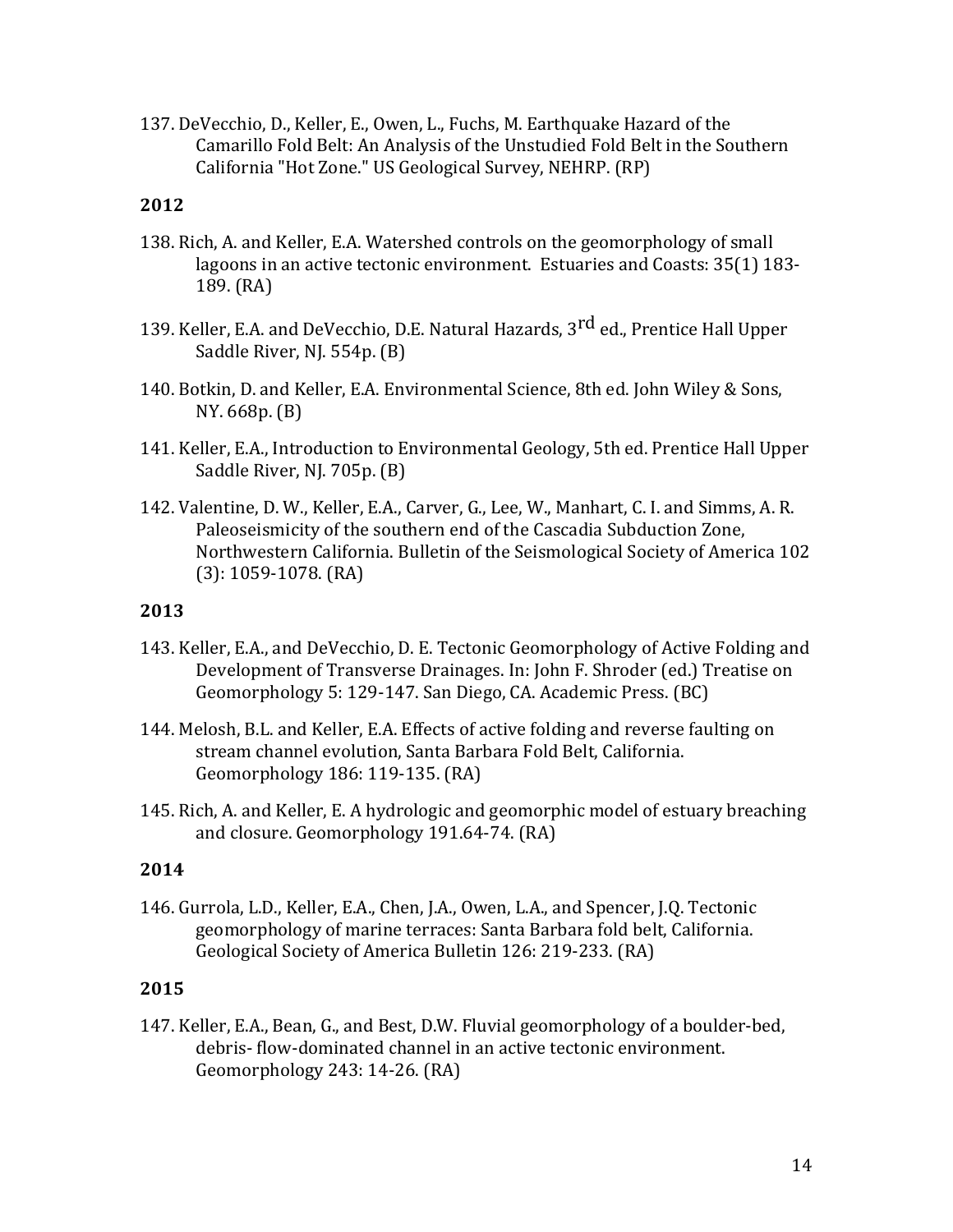137. DeVecchio, D., Keller, E., Owen, L., Fuchs, M. Earthquake Hazard of the Camarillo Fold Belt: An Analysis of the Unstudied Fold Belt in the Southern California "Hot Zone." US Geological Survey, NEHRP. (RP)

**2012**

138. Rich, A. and Keller, E.A. Watershed controls on the geomorphology of small lagoons in an active tectonic environment. Estuaries and Coasts: 35(1) 183-189. (RA)

139. Keller, E.A. and DeVecchio, D.E. Natural Hazards, 3rd ed., Prentice Hall Upper Saddle River, NJ. 554p. (B)

140. Botkin, D. and Keller, E.A. Environmental Science, 8th ed. John Wiley & Sons, NY. 668p. (B)

141. Keller, E.A., Introduction to Environmental Geology, 5th ed. Prentice Hall Upper Saddle River, NJ. 705p. (B)

142. Valentine, D. W., Keller, E.A., Carver, G., Lee, W., Manhart, C. I. and Simms, A. R. Paleoseismicity of the southern end of the Cascadia Subduction Zone, Northwestern California. Bulletin of the Seismological Society of America 102 (3): 1059-1078. (RA)

**2013**

143. Keller, E.A., and DeVecchio, D. E. Tectonic Geomorphology of Active Folding and Development of Transverse Drainages. In: John F. Shroder (ed.) Treatise on Geomorphology 5: 129-147. San Diego, CA. Academic Press. (BC)

144. Melosh, B.L. and Keller, E.A. Effects of active folding and reverse faulting on stream channel evolution, Santa Barbara Fold Belt, California. Geomorphology 186: 119-135. (RA)

145. Rich, A. and Keller, E. A hydrologic and geomorphic model of estuary breaching and closure. Geomorphology 191.64-74. (RA)

**2014**

146. Gurrola, L.D., Keller, E.A., Chen, J.A., Owen, L.A., and Spencer, J.Q. Tectonic geomorphology of marine terraces: Santa Barbara fold belt, California. Geological Society of America Bulletin 126: 219-233. (RA)

**2015**

147. Keller, E.A., Bean, G., and Best, D.W. Fluvial geomorphology of a boulder-bed, debris- flow-dominated channel in an active tectonic environment. Geomorphology 243: 14-26. (RA)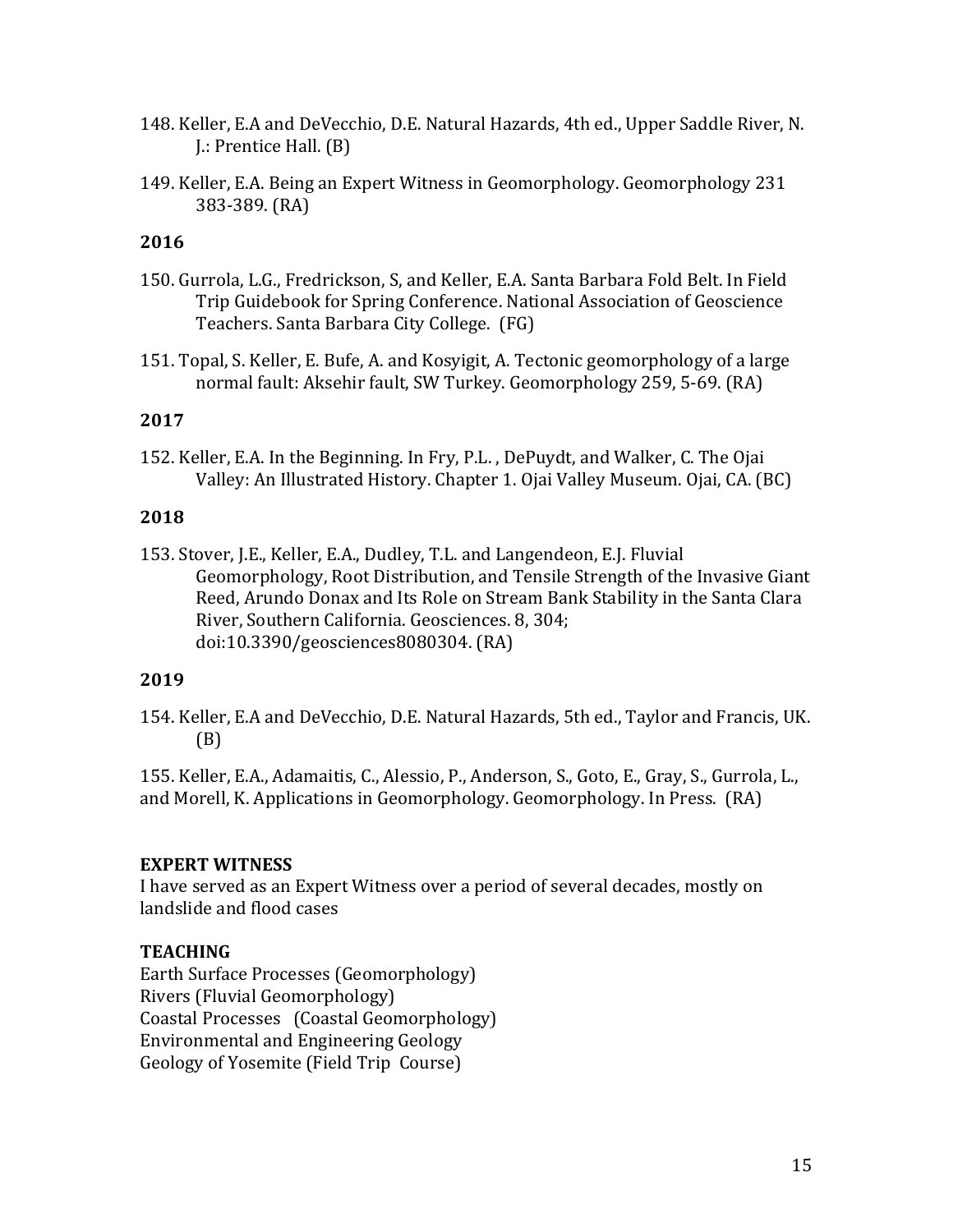148. Keller, E.A and DeVecchio, D.E. Natural Hazards, 4th ed., Upper Saddle River, N. J.: Prentice Hall. (B)

149. Keller, E.A. Being an Expert Witness in Geomorphology. Geomorphology 231 383-389. (RA)

**2016**

150. Gurrola, L.G., Fredrickson, S, and Keller, E.A. Santa Barbara Fold Belt. In Field Trip Guidebook for Spring Conference. National Association of Geoscience Teachers. Santa Barbara City College. (FG)

151. Topal, S. Keller, E. Bufe, A. and Kosyigit, A. Tectonic geomorphology of a large normal fault: Aksehir fault, SW Turkey. Geomorphology 259, 5-69. (RA)

**2017**

152. Keller, E.A. In the Beginning. In Fry, P.L. , DePuydt, and Walker, C. The Ojai Valley: An Illustrated History. Chapter 1. Ojai Valley Museum. Ojai, CA. (BC)

**2018**

153. Stover, J.E., Keller, E.A., Dudley, T.L. and Langendeon, E.J. Fluvial Geomorphology, Root Distribution, and Tensile Strength of the Invasive Giant Reed, Arundo Donax and Its Role on Stream Bank Stability in the Santa Clara River, Southern California. Geosciences. 8, 304; doi:10.3390/geosciences8080304. (RA)

**2019**

154. Keller, E.A and DeVecchio, D.E. Natural Hazards, 5th ed., Taylor and Francis, UK. (B)

155. Keller, E.A., Adamaitis, C., Alessio, P., Anderson, S., Goto, E., Gray, S., Gurrola, L., and Morell, K. Applications in Geomorphology. Geomorphology. In Press. (RA)

**EXPERT WITNESS**

I have served as an Expert Witness over a period of several decades, mostly on landslide and flood cases

**TEACHING**

Earth Surface Processes (Geomorphology)
Rivers (Fluvial Geomorphology)
Coastal Processes (Coastal Geomorphology)
Environmental and Engineering Geology
Geology of Yosemite (Field Trip Course)